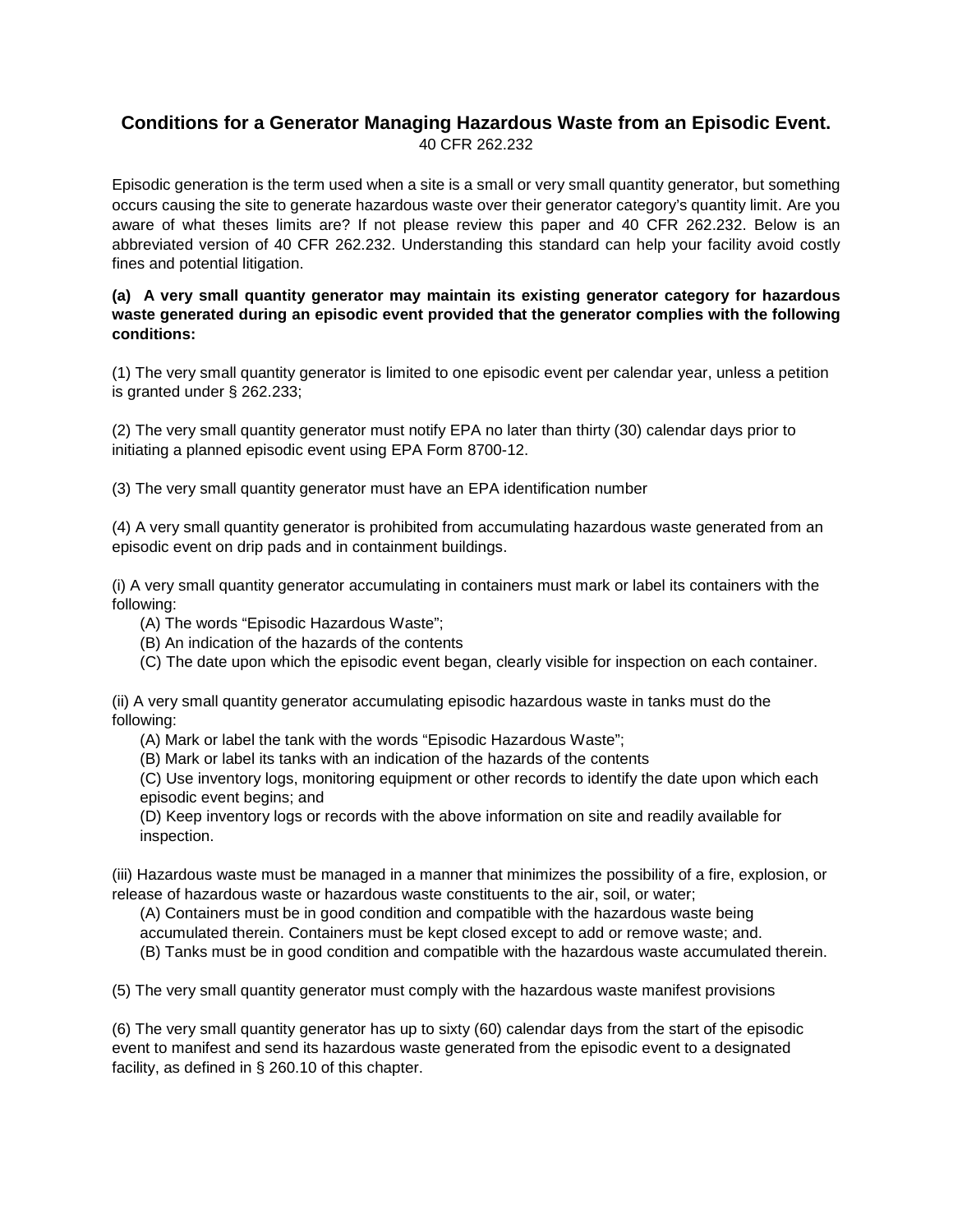# Conditions for a Generator Managing Hazardous Waste from an Episodic Event.

40 CFR 262.232

Episodic generation is the term used when a site is a small or very small quantity generator, but something occurs causing the site to generate hazardous waste over their generator category's quantity limit. Are you aware of what theses limits are? If not please review this paper and 40 CFR 262.232. Below is an abbreviated version of 40 CFR 262.232. Understanding this standard can help your facility avoid costly fines and potential litigation.

**(a) A very small quantity generator may maintain its existing generator category for hazardous waste generated during an episodic event provided that the generator complies with the following conditions:**

(1) The very small quantity generator is limited to one episodic event per calendar year, unless a petition is granted under § 262.233;

(2) The very small quantity generator must notify EPA no later than thirty (30) calendar days prior to initiating a planned episodic event using EPA Form 8700-12.

(3) The very small quantity generator must have an EPA identification number

(4) A very small quantity generator is prohibited from accumulating hazardous waste generated from an episodic event on drip pads and in containment buildings.

(i) A very small quantity generator accumulating in containers must mark or label its containers with the following:

- (A) The words "Episodic Hazardous Waste";
- (B) An indication of the hazards of the contents
- (C) The date upon which the episodic event began, clearly visible for inspection on each container.

(ii) A very small quantity generator accumulating episodic hazardous waste in tanks must do the following:

- (A) Mark or label the tank with the words "Episodic Hazardous Waste";
- (B) Mark or label its tanks with an indication of the hazards of the contents
- (C) Use inventory logs, monitoring equipment or other records to identify the date upon which each episodic event begins; and
- (D) Keep inventory logs or records with the above information on site and readily available for inspection.

(iii) Hazardous waste must be managed in a manner that minimizes the possibility of a fire, explosion, or release of hazardous waste or hazardous waste constituents to the air, soil, or water;

- (A) Containers must be in good condition and compatible with the hazardous waste being accumulated therein. Containers must be kept closed except to add or remove waste; and.
- (B) Tanks must be in good condition and compatible with the hazardous waste accumulated therein.

(5) The very small quantity generator must comply with the hazardous waste manifest provisions

(6) The very small quantity generator has up to sixty (60) calendar days from the start of the episodic event to manifest and send its hazardous waste generated from the episodic event to a designated facility, as defined in § 260.10 of this chapter.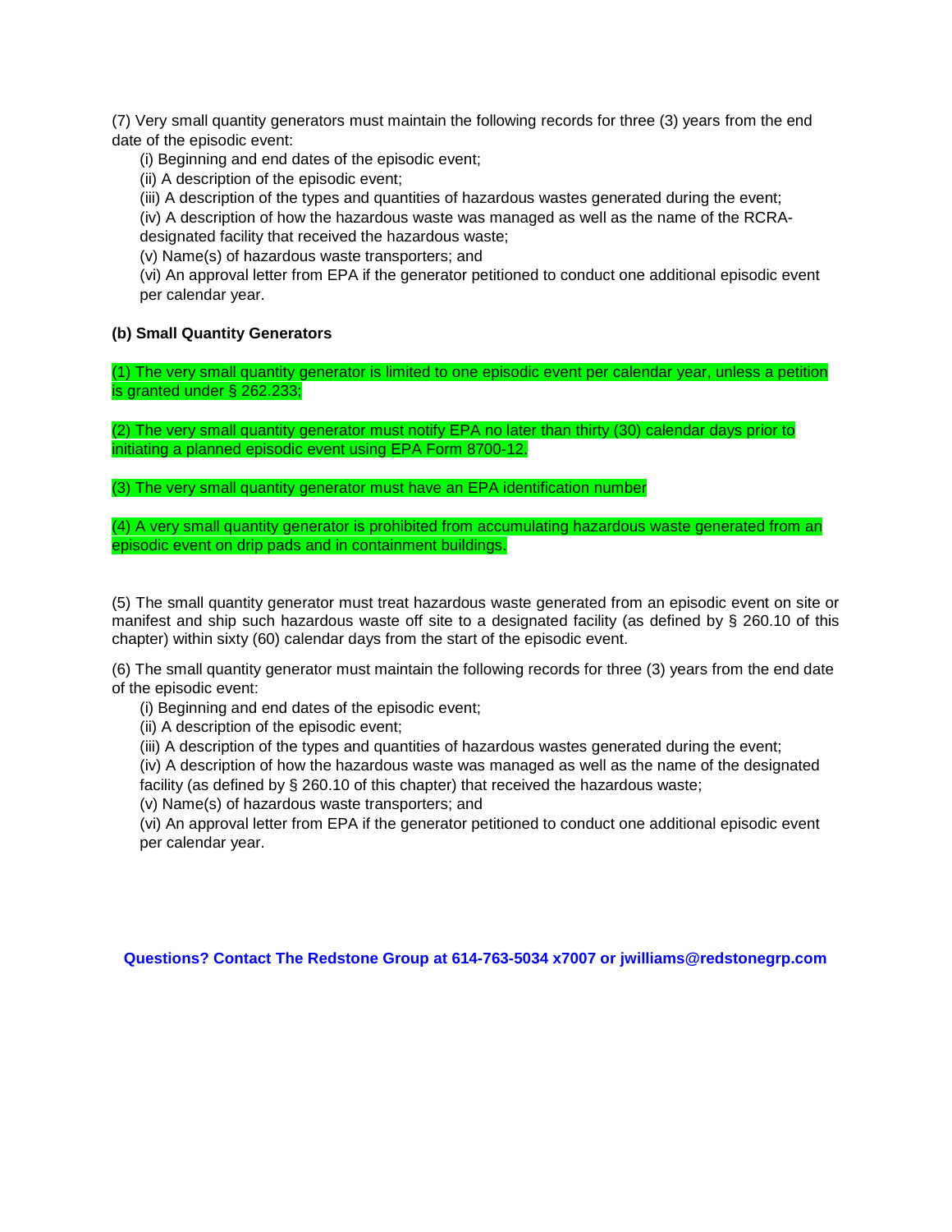(7) Very small quantity generators must maintain the following records for three (3) years from the end date of the episodic event:

- (i) Beginning and end dates of the episodic event;
- (ii) A description of the episodic event;
- (iii) A description of the types and quantities of hazardous wastes generated during the event;
- (iv) A description of how the hazardous waste was managed as well as the name of the RCRA-designated facility that received the hazardous waste;
- (v) Name(s) of hazardous waste transporters; and
- (vi) An approval letter from EPA if the generator petitioned to conduct one additional episodic event per calendar year.

**(b) Small Quantity Generators**

(1) The very small quantity generator is limited to one episodic event per calendar year, unless a petition is granted under § 262.233;

(2) The very small quantity generator must notify EPA no later than thirty (30) calendar days prior to initiating a planned episodic event using EPA Form 8700-12.

(3) The very small quantity generator must have an EPA identification number

(4) A very small quantity generator is prohibited from accumulating hazardous waste generated from an episodic event on drip pads and in containment buildings.

(5) The small quantity generator must treat hazardous waste generated from an episodic event on site or manifest and ship such hazardous waste off site to a designated facility (as defined by § 260.10 of this chapter) within sixty (60) calendar days from the start of the episodic event.

(6) The small quantity generator must maintain the following records for three (3) years from the end date of the episodic event:

- (i) Beginning and end dates of the episodic event;
- (ii) A description of the episodic event;
- (iii) A description of the types and quantities of hazardous wastes generated during the event;
- (iv) A description of how the hazardous waste was managed as well as the name of the designated facility (as defined by § 260.10 of this chapter) that received the hazardous waste;
- (v) Name(s) of hazardous waste transporters; and
- (vi) An approval letter from EPA if the generator petitioned to conduct one additional episodic event per calendar year.

**Questions? Contact The Redstone Group at 614-763-5034 x7007 or jwilliams@redstonegrp.com**